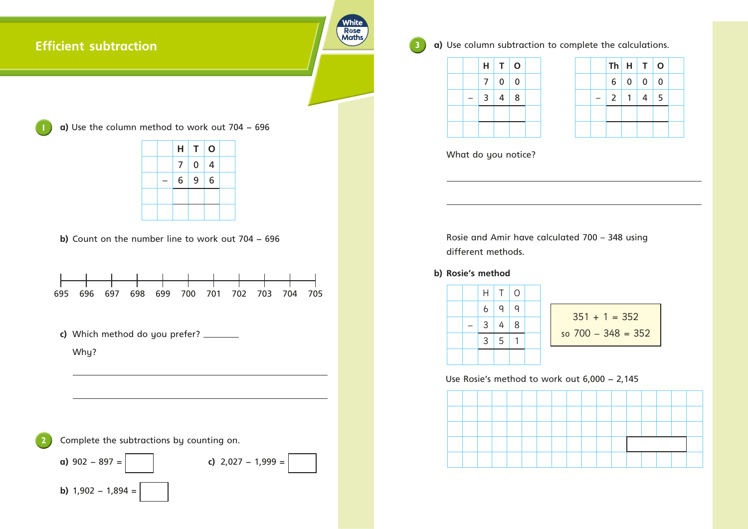# Efficient subtraction

**1** **a)** Use the column method to work out 704 – 696

| | | H | T | O | |
|---|---|---|---|---|---|
| | | 7 | 0 | 4 | |
| | – | 6 | 9 | 6 | |
| | | | | | |
| | | | | | |

**b)** Count on the number line to work out 704 – 696

695 696 697 698 699 700 701 702 703 704 705

**c)** Which method do you prefer? ________

Why?

______________________________________________

______________________________________________

**2** Complete the subtractions by counting on.

**a)** 902 – 897 = ☐

**b)** 1,902 – 1,894 = ☐

**c)** 2,027 – 1,999 = ☐

**3** **a)** Use column subtraction to complete the calculations.

| | | H | T | O | |
|---|---|---|---|---|---|
| | | 7 | 0 | 0 | |
| | – | 3 | 4 | 8 | |
| | | | | | |
| | | | | | |

| | | Th | H | T | O | |
|---|---|---|---|---|---|---|
| | | 6 | 0 | 0 | 0 | |
| | – | 2 | 1 | 4 | 5 | |
| | | | | | | |
| | | | | | | |

What do you notice?

______________________________________________

______________________________________________

Rosie and Amir have calculated 700 – 348 using different methods.

**b) Rosie's method**

| | | H | T | O | |
|---|---|---|---|---|---|
| | | 6 | 9 | 9 | |
| | – | 3 | 4 | 8 | |
| | | 3 | 5 | 1 | |
| | | | | | |

351 + 1 = 352

so 700 – 348 = 352

Use Rosie's method to work out 6,000 – 2,145

☐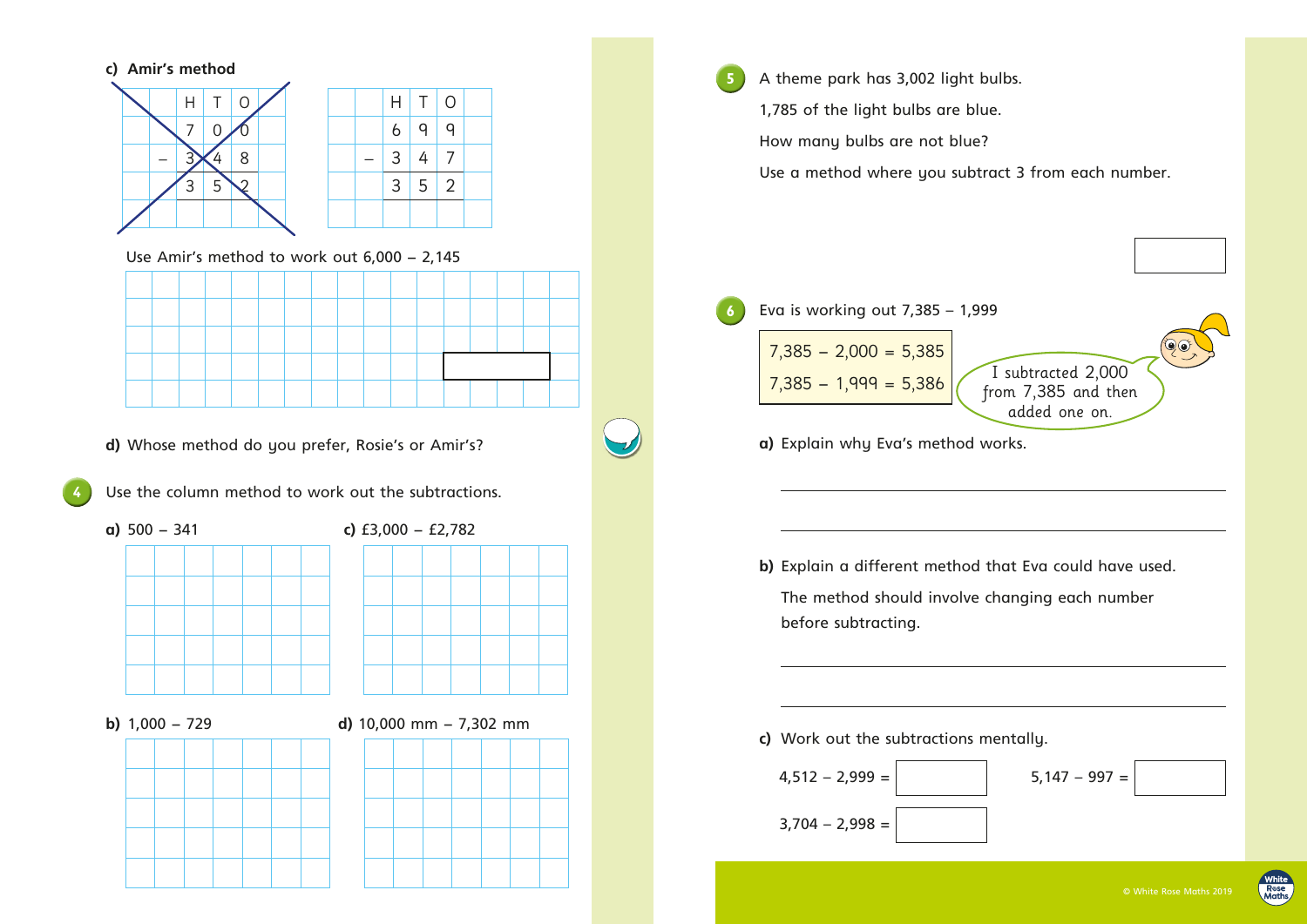**c) Amir's method**

| | | H | T | O | |
|---|---|---|---|---|---|
| | | 7 | 0 | 0 | |
| | – | 3 | 4 | 8 | |
| | | 3 | 5 | 2 | |

| | | H | T | O | |
|---|---|---|---|---|---|
| | | 6 | 9 | 9 | |
| | – | 3 | 4 | 7 | |
| | | 3 | 5 | 2 | |

Use Amir's method to work out 6,000 – 2,145

**d)** Whose method do you prefer, Rosie's or Amir's?

**4** Use the column method to work out the subtractions.

**a)** 500 – 341

**b)** 1,000 – 729

**c)** £3,000 – £2,782

**d)** 10,000 mm – 7,302 mm

**5** A theme park has 3,002 light bulbs.

1,785 of the light bulbs are blue.

How many bulbs are not blue?

Use a method where you subtract 3 from each number.

**6** Eva is working out 7,385 – 1,999

7,385 – 2,000 = 5,385
7,385 – 1,999 = 5,386

I subtracted 2,000 from 7,385 and then added one on.

**a)** Explain why Eva's method works.

**b)** Explain a different method that Eva could have used.

The method should involve changing each number before subtracting.

**c)** Work out the subtractions mentally.

4,512 – 2,999 =

5,147 – 997 =

3,704 – 2,998 =